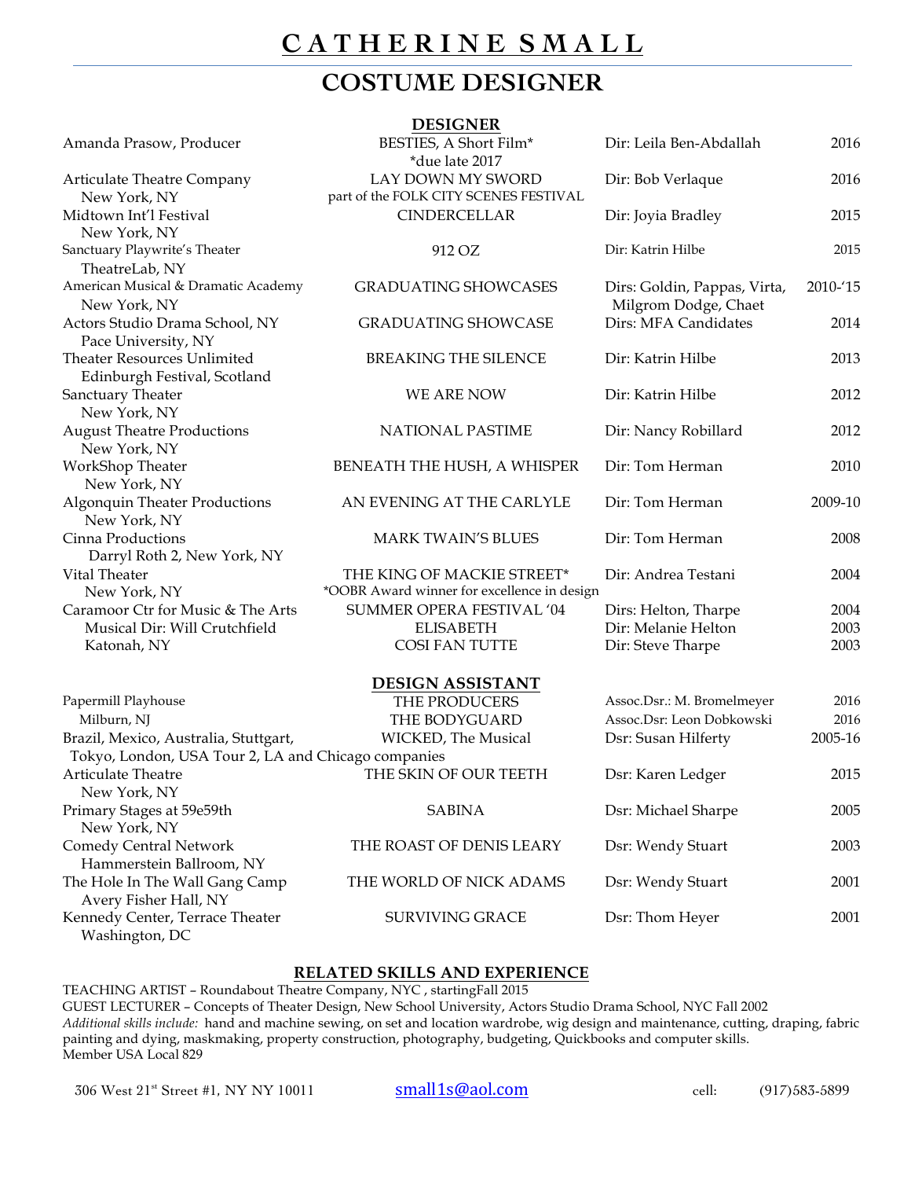# C A T H E R I N E  S M A L L

## COSTUME DESIGNER

### DESIGNER

| Company / Location | Production | Director | Year |
|---|---|---|---|
| Amanda Prasow, Producer | BESTIES, A Short Film* *due late 2017 | Dir: Leila Ben-Abdallah | 2016 |
| Articulate Theatre Company, New York, NY | LAY DOWN MY SWORD part of the FOLK CITY SCENES FESTIVAL | Dir: Bob Verlaque | 2016 |
| Midtown Int'l Festival, New York, NY | CINDERCELLAR | Dir: Joyia Bradley | 2015 |
| Sanctuary Playwrite's Theater, TheatreLab, NY | 912 OZ | Dir: Katrin Hilbe | 2015 |
| American Musical & Dramatic Academy, New York, NY | GRADUATING SHOWCASES | Dirs: Goldin, Pappas, Virta, Milgrom Dodge, Chaet | 2010-'15 |
| Actors Studio Drama School, NY, Pace University, NY | GRADUATING SHOWCASE | Dirs: MFA Candidates | 2014 |
| Theater Resources Unlimited, Edinburgh Festival, Scotland | BREAKING THE SILENCE | Dir: Katrin Hilbe | 2013 |
| Sanctuary Theater, New York, NY | WE ARE NOW | Dir: Katrin Hilbe | 2012 |
| August Theatre Productions, New York, NY | NATIONAL PASTIME | Dir: Nancy Robillard | 2012 |
| WorkShop Theater, New York, NY | BENEATH THE HUSH, A WHISPER | Dir: Tom Herman | 2010 |
| Algonquin Theater Productions, New York, NY | AN EVENING AT THE CARLYLE | Dir: Tom Herman | 2009-10 |
| Cinna Productions, Darryl Roth 2, New York, NY | MARK TWAIN'S BLUES | Dir: Tom Herman | 2008 |
| Vital Theater, New York, NY | THE KING OF MACKIE STREET* *OOBR Award winner for excellence in design | Dir: Andrea Testani | 2004 |
| Caramoor Ctr for Music & The Arts | SUMMER OPERA FESTIVAL '04 | Dirs: Helton, Tharpe | 2004 |
| Musical Dir: Will Crutchfield | ELISABETH | Dir: Melanie Helton | 2003 |
| Katonah, NY | COSI FAN TUTTE | Dir: Steve Tharpe | 2003 |

### DESIGN ASSISTANT

| Company / Location | Production | Designer | Year |
|---|---|---|---|
| Papermill Playhouse | THE PRODUCERS | Assoc.Dsr.: M. Bromelmeyer | 2016 |
| Milburn, NJ | THE BODYGUARD | Assoc.Dsr: Leon Dobkowski | 2016 |
| Brazil, Mexico, Australia, Stuttgart, Tokyo, London, USA Tour 2, LA and Chicago companies | WICKED, The Musical | Dsr: Susan Hilferty | 2005-16 |
| Articulate Theatre, New York, NY | THE SKIN OF OUR TEETH | Dsr: Karen Ledger | 2015 |
| Primary Stages at 59e59th, New York, NY | SABINA | Dsr: Michael Sharpe | 2005 |
| Comedy Central Network, Hammerstein Ballroom, NY | THE ROAST OF DENIS LEARY | Dsr: Wendy Stuart | 2003 |
| The Hole In The Wall Gang Camp, Avery Fisher Hall, NY | THE WORLD OF NICK ADAMS | Dsr: Wendy Stuart | 2001 |
| Kennedy Center, Terrace Theater, Washington, DC | SURVIVING GRACE | Dsr: Thom Heyer | 2001 |

### RELATED SKILLS AND EXPERIENCE

TEACHING ARTIST – Roundabout Theatre Company, NYC , startingFall 2015
GUEST LECTURER – Concepts of Theater Design, New School University, Actors Studio Drama School, NYC Fall 2002
*Additional skills include:* hand and machine sewing, on set and location wardrobe, wig design and maintenance, cutting, draping, fabric painting and dying, maskmaking, property construction, photography, budgeting, Quickbooks and computer skills.
Member USA Local 829

306 West 21st Street #1, NY NY 10011 small1s@aol.com cell: (917)583-5899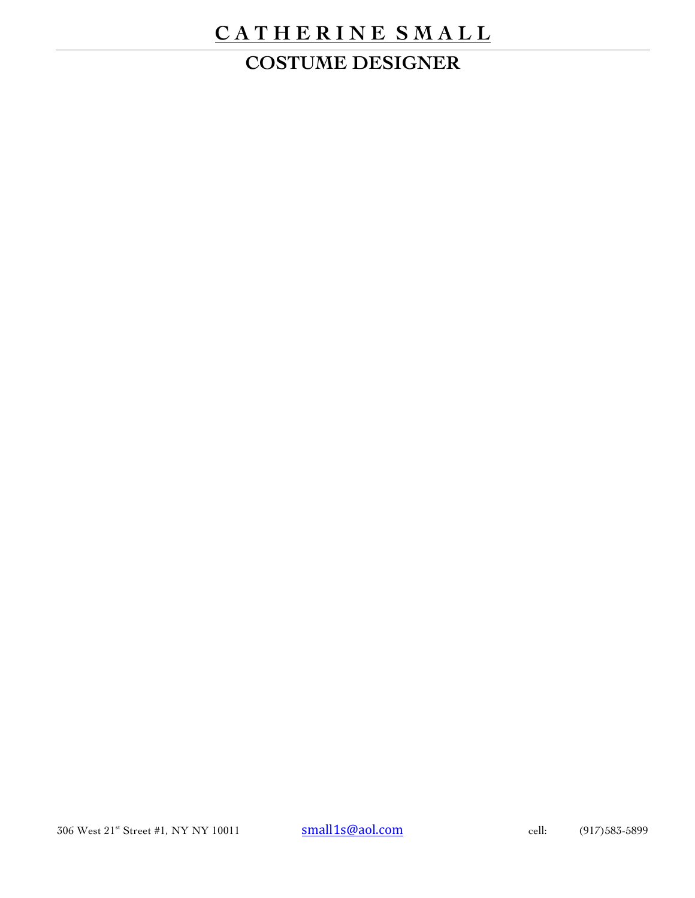# C A T H E R I N E  S M A L L

## COSTUME DESIGNER

306 West 21st Street #1, NY NY 10011 small1s@aol.com cell: (917)583-5899